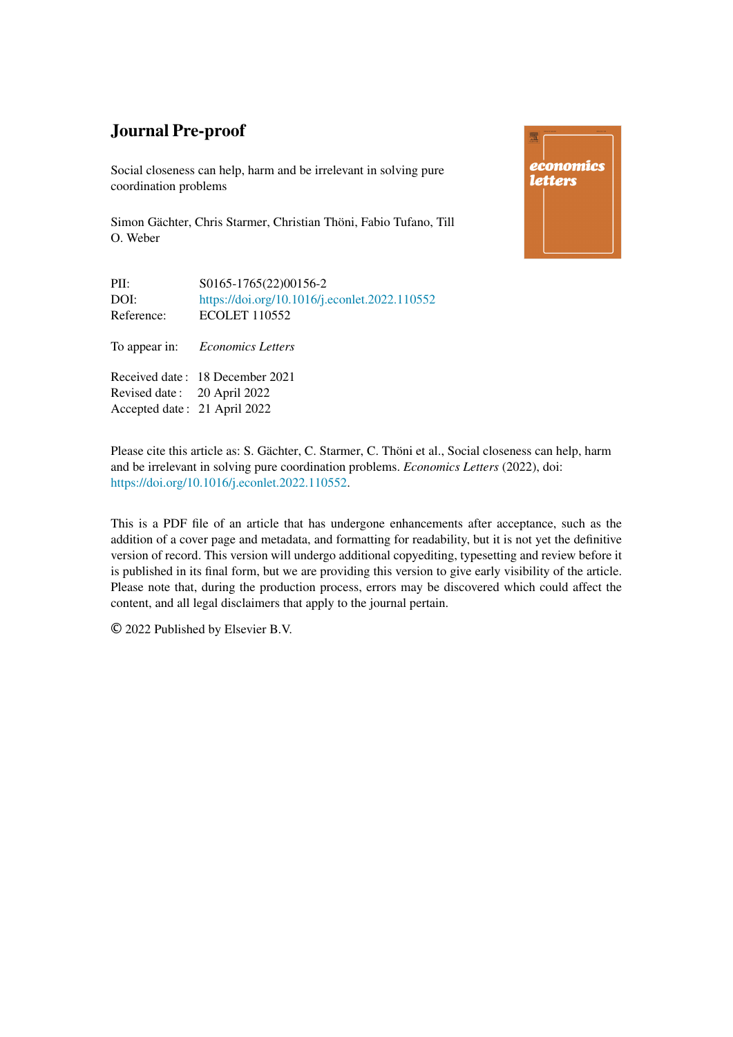# Journal Pre-proof

Social closeness can help, harm and be irrelevant in solving pure coordination problems

Simon Gächter, Chris Starmer, Christian Thöni, Fabio Tufano, Till O. Weber

PII: S0165-1765(22)00156-2

DOI: https://doi.org/10.1016/j.econlet.2022.110552

Reference: ECOLET 110552

To appear in: *Economics Letters*

Received date : 18 December 2021

Revised date : 20 April 2022

Accepted date : 21 April 2022

Please cite this article as: S. Gächter, C. Starmer, C. Thöni et al., Social closeness can help, harm and be irrelevant in solving pure coordination problems. *Economics Letters* (2022), doi: https://doi.org/10.1016/j.econlet.2022.110552.

This is a PDF file of an article that has undergone enhancements after acceptance, such as the addition of a cover page and metadata, and formatting for readability, but it is not yet the definitive version of record. This version will undergo additional copyediting, typesetting and review before it is published in its final form, but we are providing this version to give early visibility of the article. Please note that, during the production process, errors may be discovered which could affect the content, and all legal disclaimers that apply to the journal pertain.

© 2022 Published by Elsevier B.V.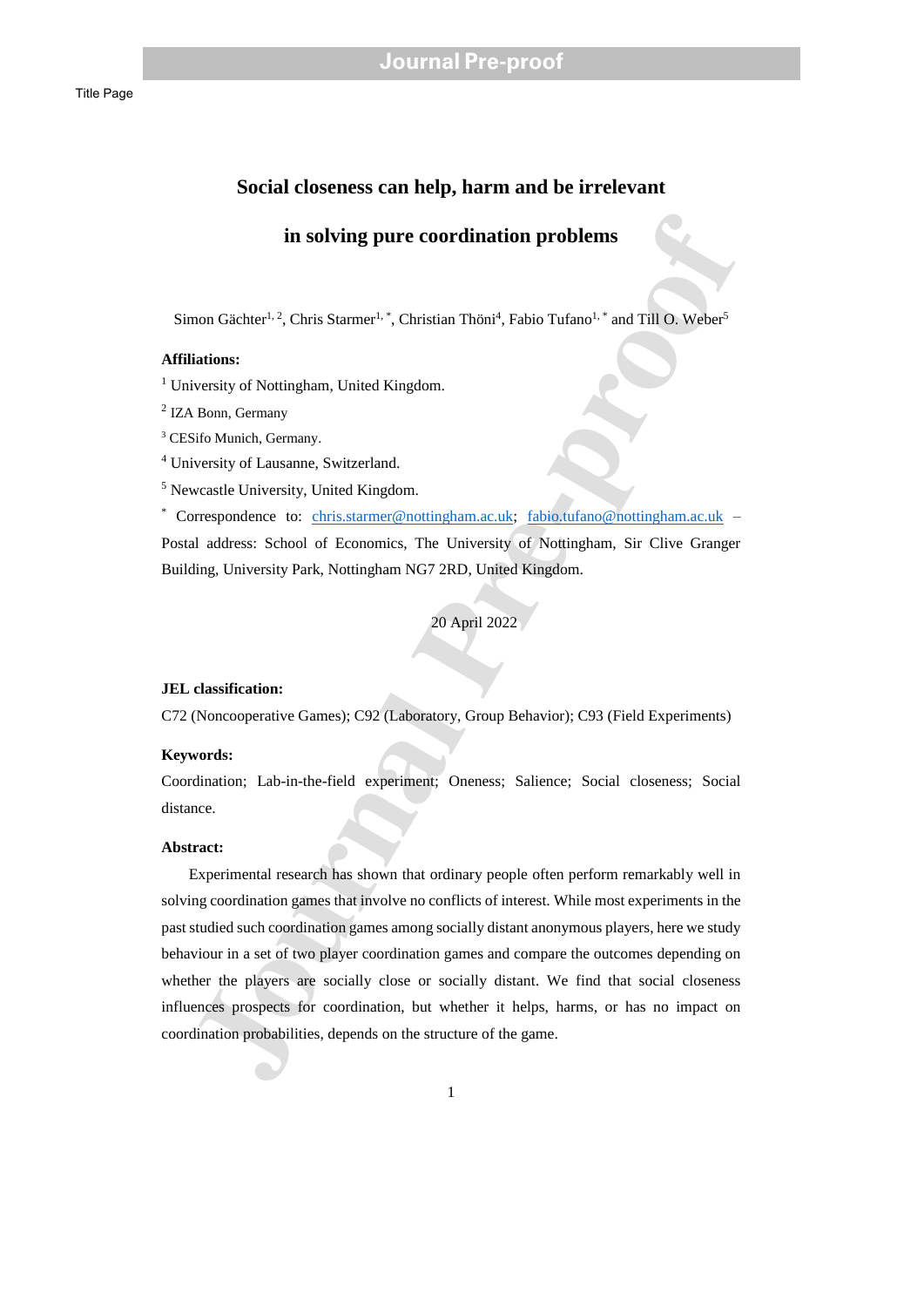Title Page

# Social closeness can help, harm and be irrelevant in solving pure coordination problems

Simon Gächter[1, 2], Chris Starmer[1, *], Christian Thöni[4], Fabio Tufano[1, *] and Till O. Weber[5]

**Affiliations:**

[1] University of Nottingham, United Kingdom.

[2] IZA Bonn, Germany

[3] CESifo Munich, Germany.

[4] University of Lausanne, Switzerland.

[5] Newcastle University, United Kingdom.

[*] Correspondence to: chris.starmer@nottingham.ac.uk; fabio.tufano@nottingham.ac.uk – Postal address: School of Economics, The University of Nottingham, Sir Clive Granger Building, University Park, Nottingham NG7 2RD, United Kingdom.

20 April 2022

**JEL classification:**

C72 (Noncooperative Games); C92 (Laboratory, Group Behavior); C93 (Field Experiments)

**Keywords:**

Coordination; Lab-in-the-field experiment; Oneness; Salience; Social closeness; Social distance.

**Abstract:**

Experimental research has shown that ordinary people often perform remarkably well in solving coordination games that involve no conflicts of interest. While most experiments in the past studied such coordination games among socially distant anonymous players, here we study behaviour in a set of two player coordination games and compare the outcomes depending on whether the players are socially close or socially distant. We find that social closeness influences prospects for coordination, but whether it helps, harms, or has no impact on coordination probabilities, depends on the structure of the game.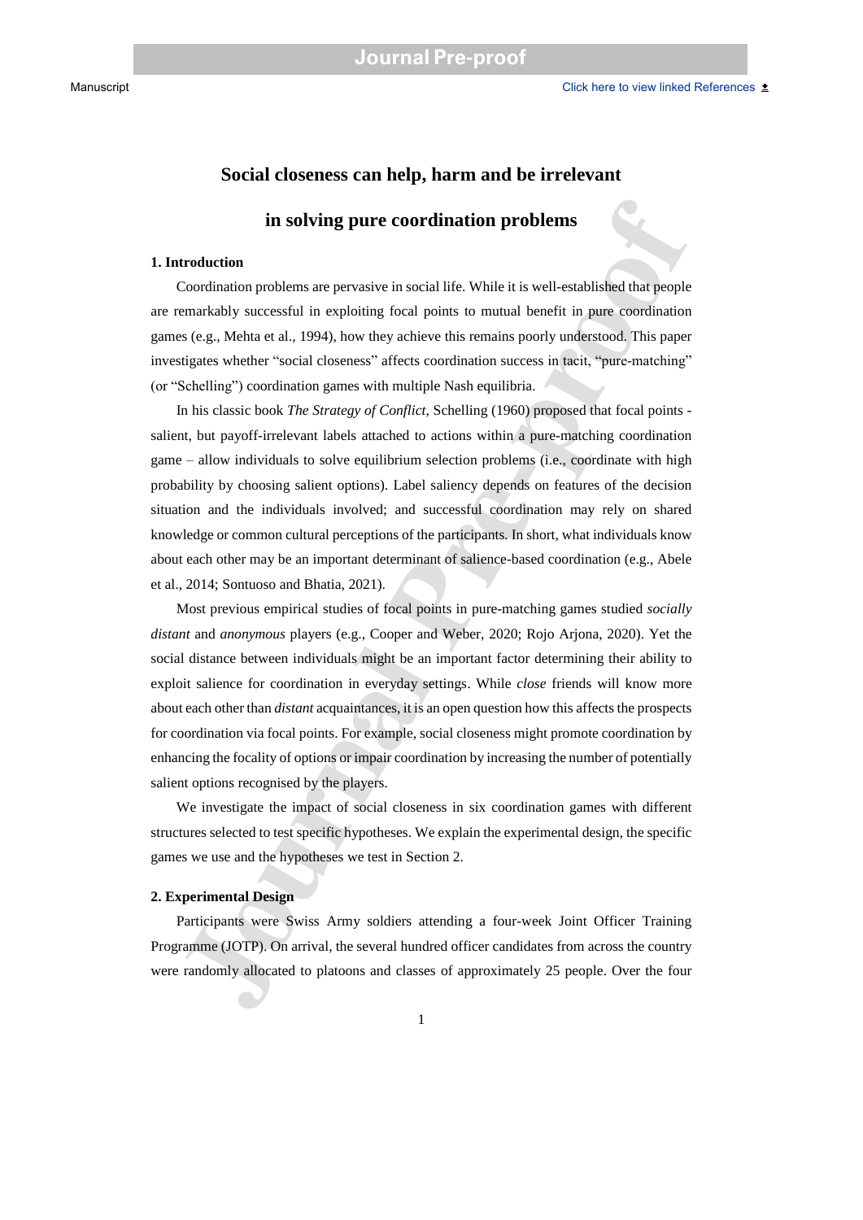# Social closeness can help, harm and be irrelevant in solving pure coordination problems

## 1. Introduction

Coordination problems are pervasive in social life. While it is well-established that people are remarkably successful in exploiting focal points to mutual benefit in pure coordination games (e.g., Mehta et al., 1994), how they achieve this remains poorly understood. This paper investigates whether "social closeness" affects coordination success in tacit, "pure-matching" (or "Schelling") coordination games with multiple Nash equilibria.

In his classic book *The Strategy of Conflict*, Schelling (1960) proposed that focal points - salient, but payoff-irrelevant labels attached to actions within a pure-matching coordination game – allow individuals to solve equilibrium selection problems (i.e., coordinate with high probability by choosing salient options). Label saliency depends on features of the decision situation and the individuals involved; and successful coordination may rely on shared knowledge or common cultural perceptions of the participants. In short, what individuals know about each other may be an important determinant of salience-based coordination (e.g., Abele et al., 2014; Sontuoso and Bhatia, 2021).

Most previous empirical studies of focal points in pure-matching games studied *socially distant* and *anonymous* players (e.g., Cooper and Weber, 2020; Rojo Arjona, 2020). Yet the social distance between individuals might be an important factor determining their ability to exploit salience for coordination in everyday settings. While *close* friends will know more about each other than *distant* acquaintances, it is an open question how this affects the prospects for coordination via focal points. For example, social closeness might promote coordination by enhancing the focality of options or impair coordination by increasing the number of potentially salient options recognised by the players.

We investigate the impact of social closeness in six coordination games with different structures selected to test specific hypotheses. We explain the experimental design, the specific games we use and the hypotheses we test in Section 2.

## 2. Experimental Design

Participants were Swiss Army soldiers attending a four-week Joint Officer Training Programme (JOTP). On arrival, the several hundred officer candidates from across the country were randomly allocated to platoons and classes of approximately 25 people. Over the four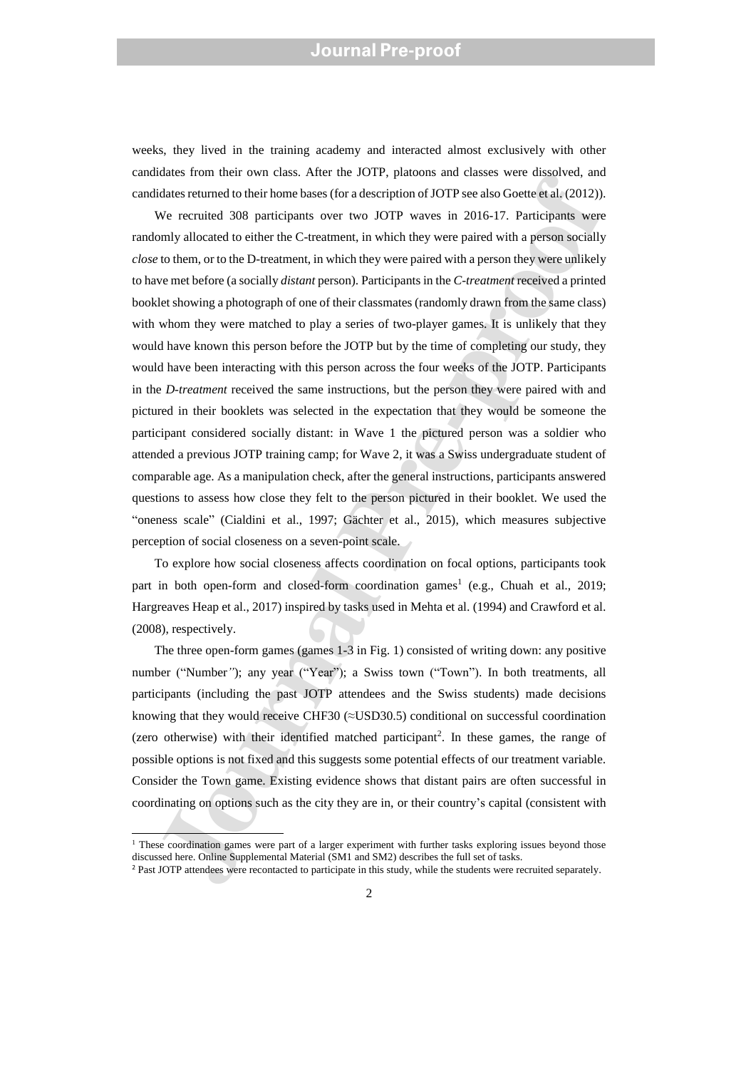weeks, they lived in the training academy and interacted almost exclusively with other candidates from their own class. After the JOTP, platoons and classes were dissolved, and candidates returned to their home bases (for a description of JOTP see also Goette et al. (2012)).

We recruited 308 participants over two JOTP waves in 2016-17. Participants were randomly allocated to either the C-treatment, in which they were paired with a person socially *close* to them, or to the D-treatment, in which they were paired with a person they were unlikely to have met before (a socially *distant* person). Participants in the *C-treatment* received a printed booklet showing a photograph of one of their classmates (randomly drawn from the same class) with whom they were matched to play a series of two-player games. It is unlikely that they would have known this person before the JOTP but by the time of completing our study, they would have been interacting with this person across the four weeks of the JOTP. Participants in the *D-treatment* received the same instructions, but the person they were paired with and pictured in their booklets was selected in the expectation that they would be someone the participant considered socially distant: in Wave 1 the pictured person was a soldier who attended a previous JOTP training camp; for Wave 2, it was a Swiss undergraduate student of comparable age. As a manipulation check, after the general instructions, participants answered questions to assess how close they felt to the person pictured in their booklet. We used the "oneness scale" (Cialdini et al., 1997; Gächter et al., 2015), which measures subjective perception of social closeness on a seven-point scale.

To explore how social closeness affects coordination on focal options, participants took part in both open-form and closed-form coordination games[1] (e.g., Chuah et al., 2019; Hargreaves Heap et al., 2017) inspired by tasks used in Mehta et al. (1994) and Crawford et al. (2008), respectively.

The three open-form games (games 1-3 in Fig. 1) consisted of writing down: any positive number ("Number"); any year ("Year"); a Swiss town ("Town"). In both treatments, all participants (including the past JOTP attendees and the Swiss students) made decisions knowing that they would receive CHF30 (≈USD30.5) conditional on successful coordination (zero otherwise) with their identified matched participant[2]. In these games, the range of possible options is not fixed and this suggests some potential effects of our treatment variable. Consider the Town game. Existing evidence shows that distant pairs are often successful in coordinating on options such as the city they are in, or their country's capital (consistent with

[1] These coordination games were part of a larger experiment with further tasks exploring issues beyond those discussed here. Online Supplemental Material (SM1 and SM2) describes the full set of tasks.

[2] Past JOTP attendees were recontacted to participate in this study, while the students were recruited separately.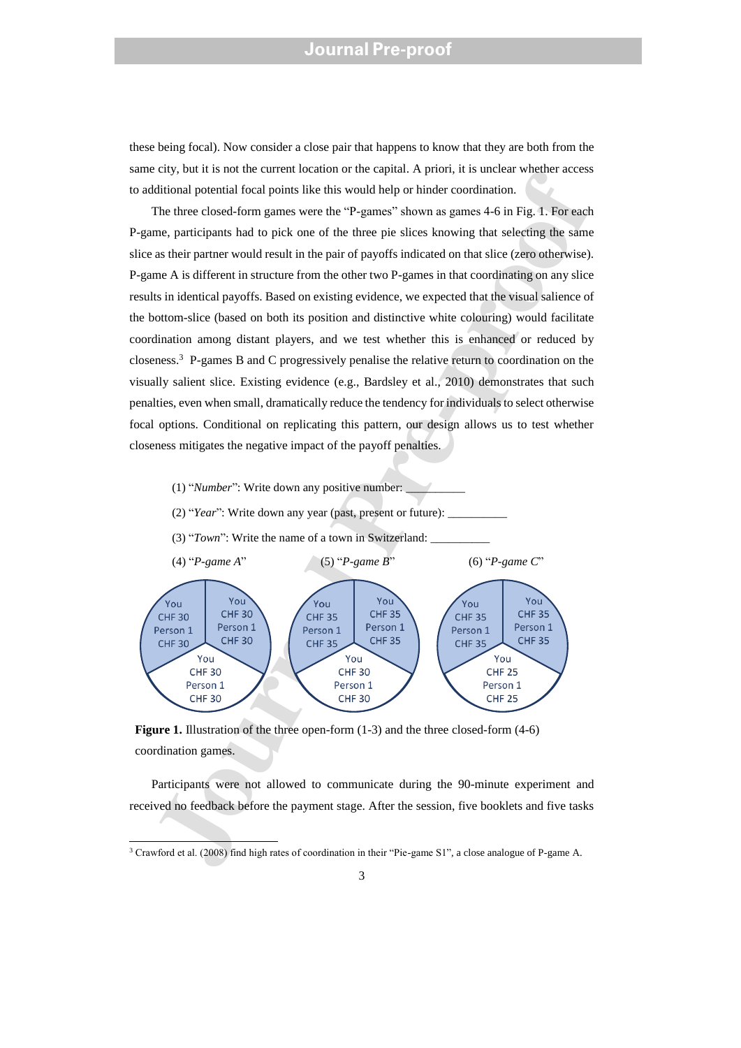these being focal). Now consider a close pair that happens to know that they are both from the same city, but it is not the current location or the capital. A priori, it is unclear whether access to additional potential focal points like this would help or hinder coordination.

The three closed-form games were the "P-games" shown as games 4-6 in Fig. 1. For each P-game, participants had to pick one of the three pie slices knowing that selecting the same slice as their partner would result in the pair of payoffs indicated on that slice (zero otherwise). P-game A is different in structure from the other two P-games in that coordinating on any slice results in identical payoffs. Based on existing evidence, we expected that the visual salience of the bottom-slice (based on both its position and distinctive white colouring) would facilitate coordination among distant players, and we test whether this is enhanced or reduced by closeness.[3] P-games B and C progressively penalise the relative return to coordination on the visually salient slice. Existing evidence (e.g., Bardsley et al., 2010) demonstrates that such penalties, even when small, dramatically reduce the tendency for individuals to select otherwise focal options. Conditional on replicating this pattern, our design allows us to test whether closeness mitigates the negative impact of the payoff penalties.

(1) "*Number*": Write down any positive number: __________

(2) "*Year*": Write down any year (past, present or future): __________

(3) "*Town*": Write the name of a town in Switzerland: __________

(4) "*P-game A*" (5) "*P-game B*" (6) "*P-game C*"

| P-game | Top-left slice | Top-right slice | Bottom slice (white) |
|---|---|---|---|
| (4) P-game A | You CHF 30, Person 1 CHF 30 | You CHF 30, Person 1 CHF 30 | You CHF 30, Person 1 CHF 30 |
| (5) P-game B | You CHF 35, Person 1 CHF 35 | You CHF 35, Person 1 CHF 35 | You CHF 30, Person 1 CHF 30 |
| (6) P-game C | You CHF 35, Person 1 CHF 35 | You CHF 35, Person 1 CHF 35 | You CHF 25, Person 1 CHF 25 |

**Figure 1.** Illustration of the three open-form (1-3) and the three closed-form (4-6) coordination games.

Participants were not allowed to communicate during the 90-minute experiment and received no feedback before the payment stage. After the session, five booklets and five tasks

[3] Crawford et al. (2008) find high rates of coordination in their "Pie-game S1", a close analogue of P-game A.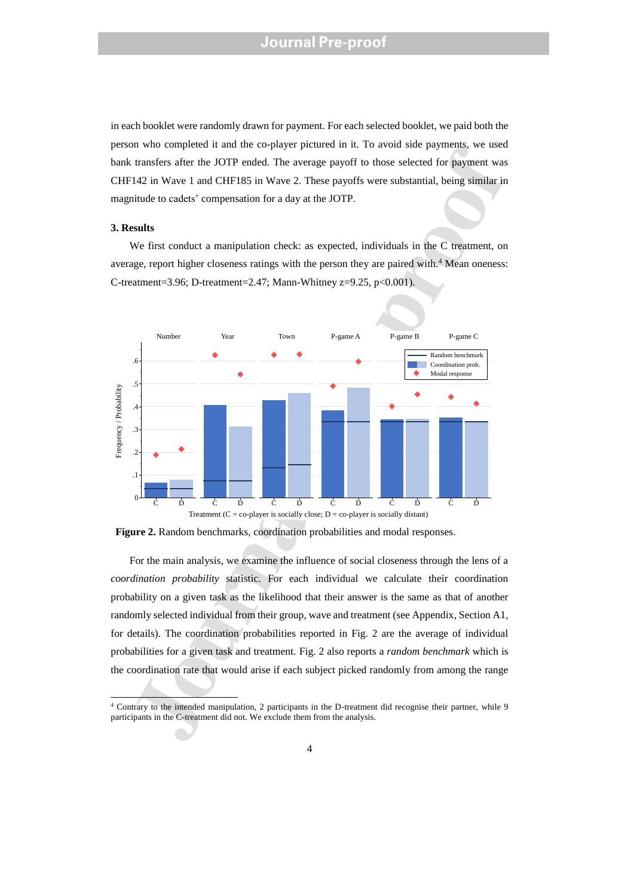in each booklet were randomly drawn for payment. For each selected booklet, we paid both the person who completed it and the co-player pictured in it. To avoid side payments, we used bank transfers after the JOTP ended. The average payoff to those selected for payment was CHF142 in Wave 1 and CHF185 in Wave 2. These payoffs were substantial, being similar in magnitude to cadets' compensation for a day at the JOTP.

### 3. Results

We first conduct a manipulation check: as expected, individuals in the C treatment, on average, report higher closeness ratings with the person they are paired with.[4] Mean oneness: C-treatment=3.96; D-treatment=2.47; Mann-Whitney z=9.25, p<0.001).

**Figure 2.** Random benchmarks, coordination probabilities and modal responses.

For the main analysis, we examine the influence of social closeness through the lens of a *coordination probability* statistic. For each individual we calculate their coordination probability on a given task as the likelihood that their answer is the same as that of another randomly selected individual from their group, wave and treatment (see Appendix, Section A1, for details). The coordination probabilities reported in Fig. 2 are the average of individual probabilities for a given task and treatment. Fig. 2 also reports a *random benchmark* which is the coordination rate that would arise if each subject picked randomly from among the range

[4] Contrary to the intended manipulation, 2 participants in the D-treatment did recognise their partner, while 9 participants in the C-treatment did not. We exclude them from the analysis.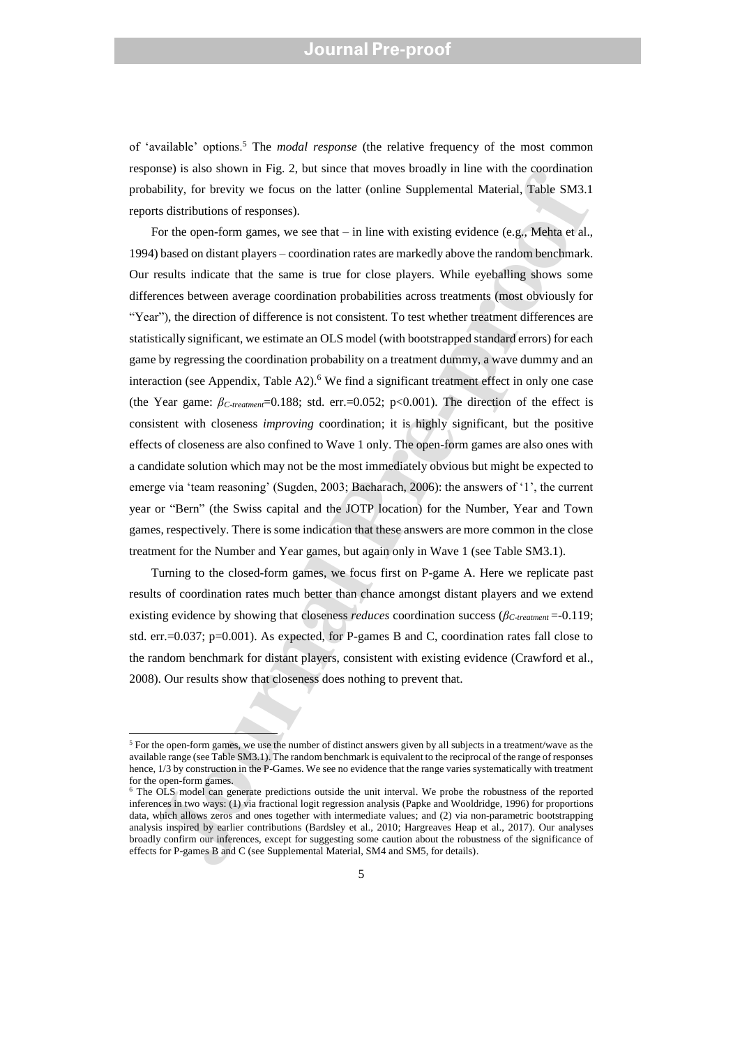of 'available' options.[5] The *modal response* (the relative frequency of the most common response) is also shown in Fig. 2, but since that moves broadly in line with the coordination probability, for brevity we focus on the latter (online Supplemental Material, Table SM3.1 reports distributions of responses).

For the open-form games, we see that – in line with existing evidence (e.g., Mehta et al., 1994) based on distant players – coordination rates are markedly above the random benchmark. Our results indicate that the same is true for close players. While eyeballing shows some differences between average coordination probabilities across treatments (most obviously for "Year"), the direction of difference is not consistent. To test whether treatment differences are statistically significant, we estimate an OLS model (with bootstrapped standard errors) for each game by regressing the coordination probability on a treatment dummy, a wave dummy and an interaction (see Appendix, Table A2).[6] We find a significant treatment effect in only one case (the Year game: $\beta_{C\text{-}treatment}$=0.188; std. err.=0.052; p<0.001). The direction of the effect is consistent with closeness *improving* coordination; it is highly significant, but the positive effects of closeness are also confined to Wave 1 only. The open-form games are also ones with a candidate solution which may not be the most immediately obvious but might be expected to emerge via 'team reasoning' (Sugden, 2003; Bacharach, 2006): the answers of '1', the current year or "Bern" (the Swiss capital and the JOTP location) for the Number, Year and Town games, respectively. There is some indication that these answers are more common in the close treatment for the Number and Year games, but again only in Wave 1 (see Table SM3.1).

Turning to the closed-form games, we focus first on P-game A. Here we replicate past results of coordination rates much better than chance amongst distant players and we extend existing evidence by showing that closeness *reduces* coordination success ($\beta_{C\text{-}treatment}$ =-0.119; std. err.=0.037; p=0.001). As expected, for P-games B and C, coordination rates fall close to the random benchmark for distant players, consistent with existing evidence (Crawford et al., 2008). Our results show that closeness does nothing to prevent that.

[5] For the open-form games, we use the number of distinct answers given by all subjects in a treatment/wave as the available range (see Table SM3.1). The random benchmark is equivalent to the reciprocal of the range of responses hence, 1/3 by construction in the P-Games. We see no evidence that the range varies systematically with treatment for the open-form games.

[6] The OLS model can generate predictions outside the unit interval. We probe the robustness of the reported inferences in two ways: (1) via fractional logit regression analysis (Papke and Wooldridge, 1996) for proportions data, which allows zeros and ones together with intermediate values; and (2) via non-parametric bootstrapping analysis inspired by earlier contributions (Bardsley et al., 2010; Hargreaves Heap et al., 2017). Our analyses broadly confirm our inferences, except for suggesting some caution about the robustness of the significance of effects for P-games B and C (see Supplemental Material, SM4 and SM5, for details).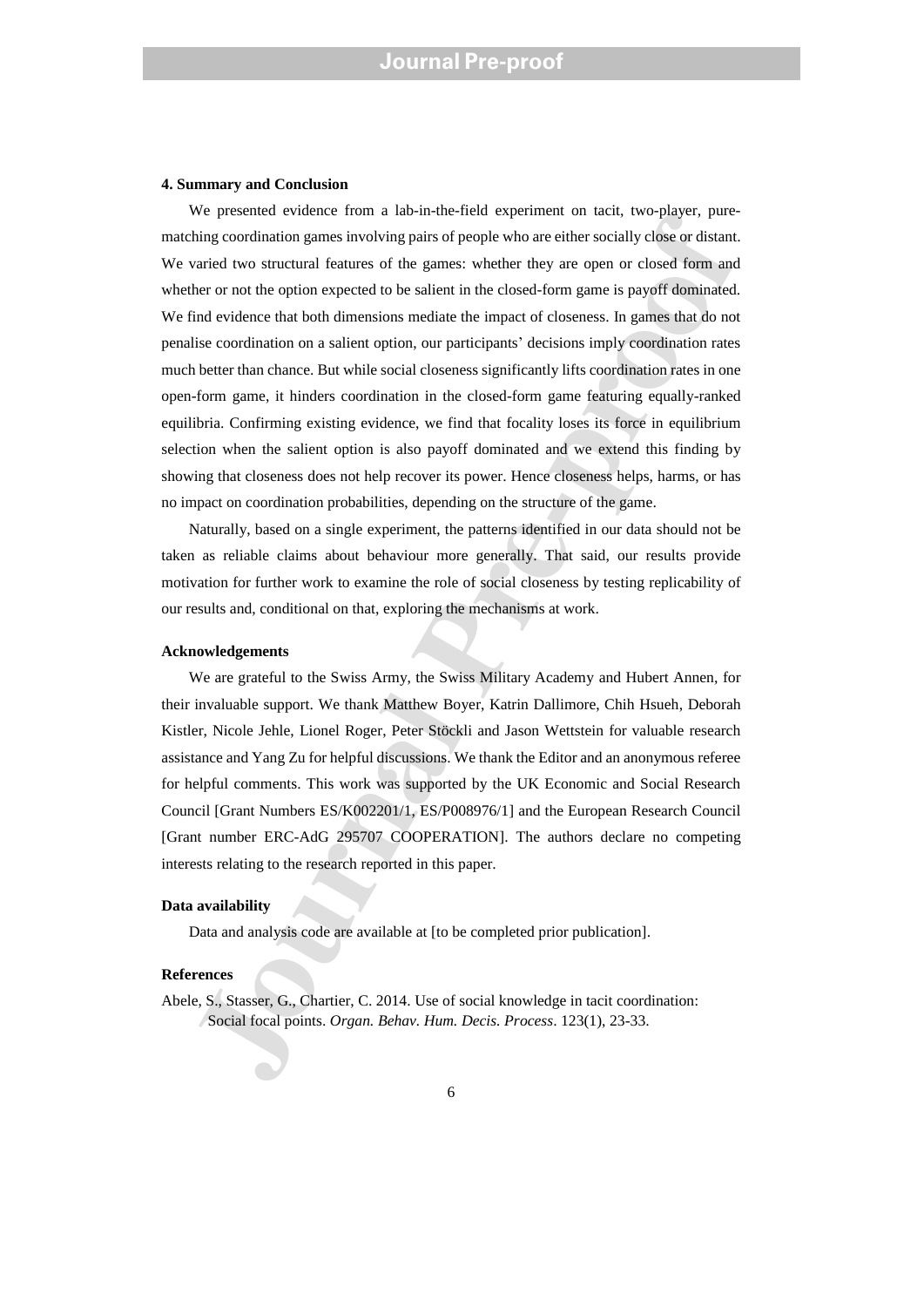### 4. Summary and Conclusion

We presented evidence from a lab-in-the-field experiment on tacit, two-player, pure-matching coordination games involving pairs of people who are either socially close or distant. We varied two structural features of the games: whether they are open or closed form and whether or not the option expected to be salient in the closed-form game is payoff dominated. We find evidence that both dimensions mediate the impact of closeness. In games that do not penalise coordination on a salient option, our participants' decisions imply coordination rates much better than chance. But while social closeness significantly lifts coordination rates in one open-form game, it hinders coordination in the closed-form game featuring equally-ranked equilibria. Confirming existing evidence, we find that focality loses its force in equilibrium selection when the salient option is also payoff dominated and we extend this finding by showing that closeness does not help recover its power. Hence closeness helps, harms, or has no impact on coordination probabilities, depending on the structure of the game.

Naturally, based on a single experiment, the patterns identified in our data should not be taken as reliable claims about behaviour more generally. That said, our results provide motivation for further work to examine the role of social closeness by testing replicability of our results and, conditional on that, exploring the mechanisms at work.

### Acknowledgements

We are grateful to the Swiss Army, the Swiss Military Academy and Hubert Annen, for their invaluable support. We thank Matthew Boyer, Katrin Dallimore, Chih Hsueh, Deborah Kistler, Nicole Jehle, Lionel Roger, Peter Stöckli and Jason Wettstein for valuable research assistance and Yang Zu for helpful discussions. We thank the Editor and an anonymous referee for helpful comments. This work was supported by the UK Economic and Social Research Council [Grant Numbers ES/K002201/1, ES/P008976/1] and the European Research Council [Grant number ERC-AdG 295707 COOPERATION]. The authors declare no competing interests relating to the research reported in this paper.

### Data availability

Data and analysis code are available at [to be completed prior publication].

### References

Abele, S., Stasser, G., Chartier, C. 2014. Use of social knowledge in tacit coordination: Social focal points. *Organ. Behav. Hum. Decis. Process*. 123(1), 23-33.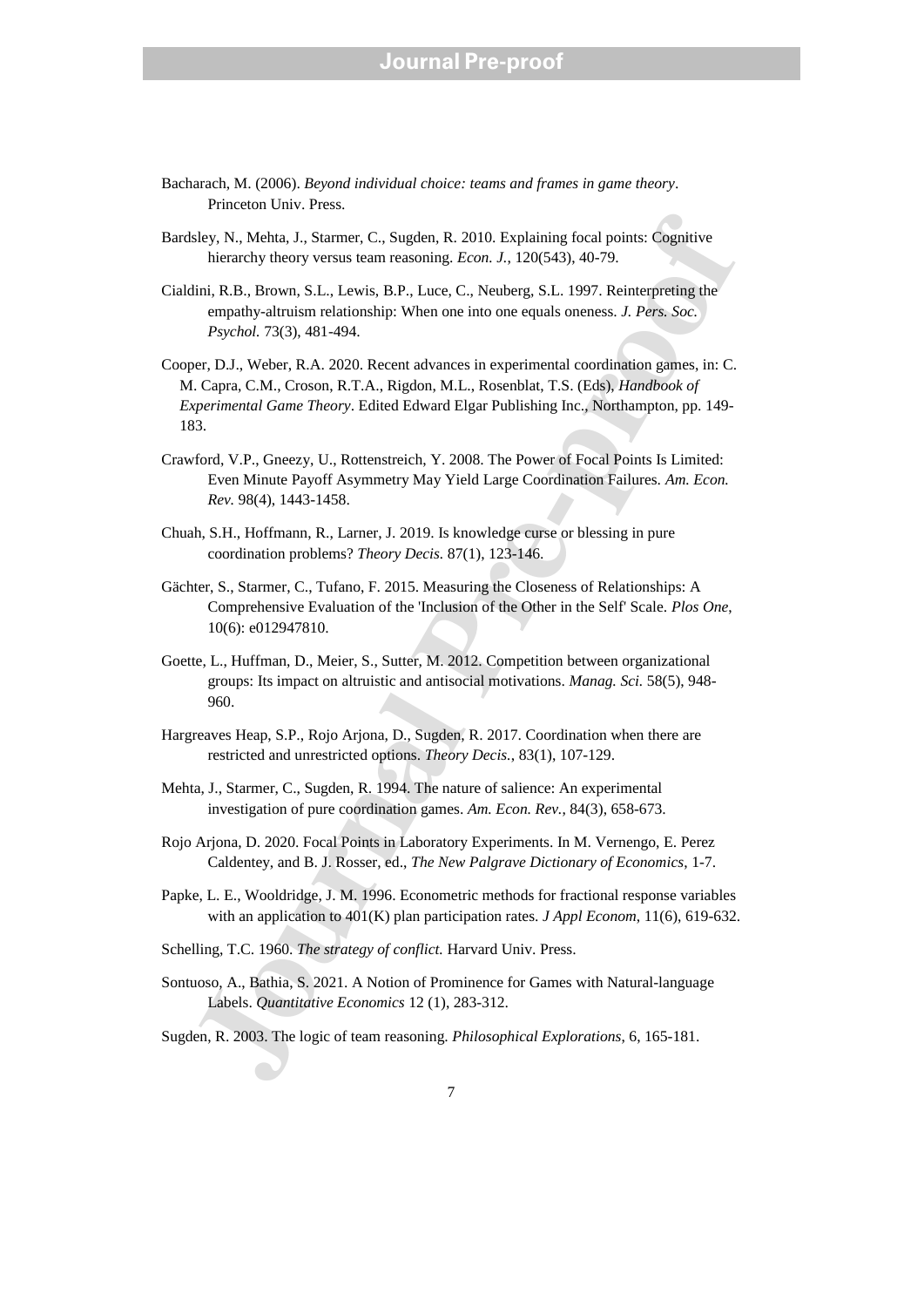Bacharach, M. (2006). *Beyond individual choice: teams and frames in game theory*. Princeton Univ. Press.

Bardsley, N., Mehta, J., Starmer, C., Sugden, R. 2010. Explaining focal points: Cognitive hierarchy theory versus team reasoning. *Econ. J.*, 120(543), 40-79.

Cialdini, R.B., Brown, S.L., Lewis, B.P., Luce, C., Neuberg, S.L. 1997. Reinterpreting the empathy-altruism relationship: When one into one equals oneness. *J. Pers. Soc. Psychol.* 73(3), 481-494.

Cooper, D.J., Weber, R.A. 2020. Recent advances in experimental coordination games, in: C. M. Capra, C.M., Croson, R.T.A., Rigdon, M.L., Rosenblat, T.S. (Eds), *Handbook of Experimental Game Theory*. Edited Edward Elgar Publishing Inc., Northampton, pp. 149-183.

Crawford, V.P., Gneezy, U., Rottenstreich, Y. 2008. The Power of Focal Points Is Limited: Even Minute Payoff Asymmetry May Yield Large Coordination Failures. *Am. Econ. Rev.* 98(4), 1443-1458.

Chuah, S.H., Hoffmann, R., Larner, J. 2019. Is knowledge curse or blessing in pure coordination problems? *Theory Decis.* 87(1), 123-146.

Gächter, S., Starmer, C., Tufano, F. 2015. Measuring the Closeness of Relationships: A Comprehensive Evaluation of the 'Inclusion of the Other in the Self' Scale. *Plos One*, 10(6): e012947810.

Goette, L., Huffman, D., Meier, S., Sutter, M. 2012. Competition between organizational groups: Its impact on altruistic and antisocial motivations. *Manag. Sci.* 58(5), 948-960.

Hargreaves Heap, S.P., Rojo Arjona, D., Sugden, R. 2017. Coordination when there are restricted and unrestricted options. *Theory Decis.*, 83(1), 107-129.

Mehta, J., Starmer, C., Sugden, R. 1994. The nature of salience: An experimental investigation of pure coordination games. *Am. Econ. Rev.*, 84(3), 658-673.

Rojo Arjona, D. 2020. Focal Points in Laboratory Experiments. In M. Vernengo, E. Perez Caldentey, and B. J. Rosser, ed., *The New Palgrave Dictionary of Economics*, 1-7.

Papke, L. E., Wooldridge, J. M. 1996. Econometric methods for fractional response variables with an application to 401(K) plan participation rates. *J Appl Econom*, 11(6), 619-632.

Schelling, T.C. 1960. *The strategy of conflict.* Harvard Univ. Press.

Sontuoso, A., Bathia, S. 2021. A Notion of Prominence for Games with Natural-language Labels. *Quantitative Economics* 12 (1), 283-312.

Sugden, R. 2003. The logic of team reasoning. *Philosophical Explorations*, 6, 165-181.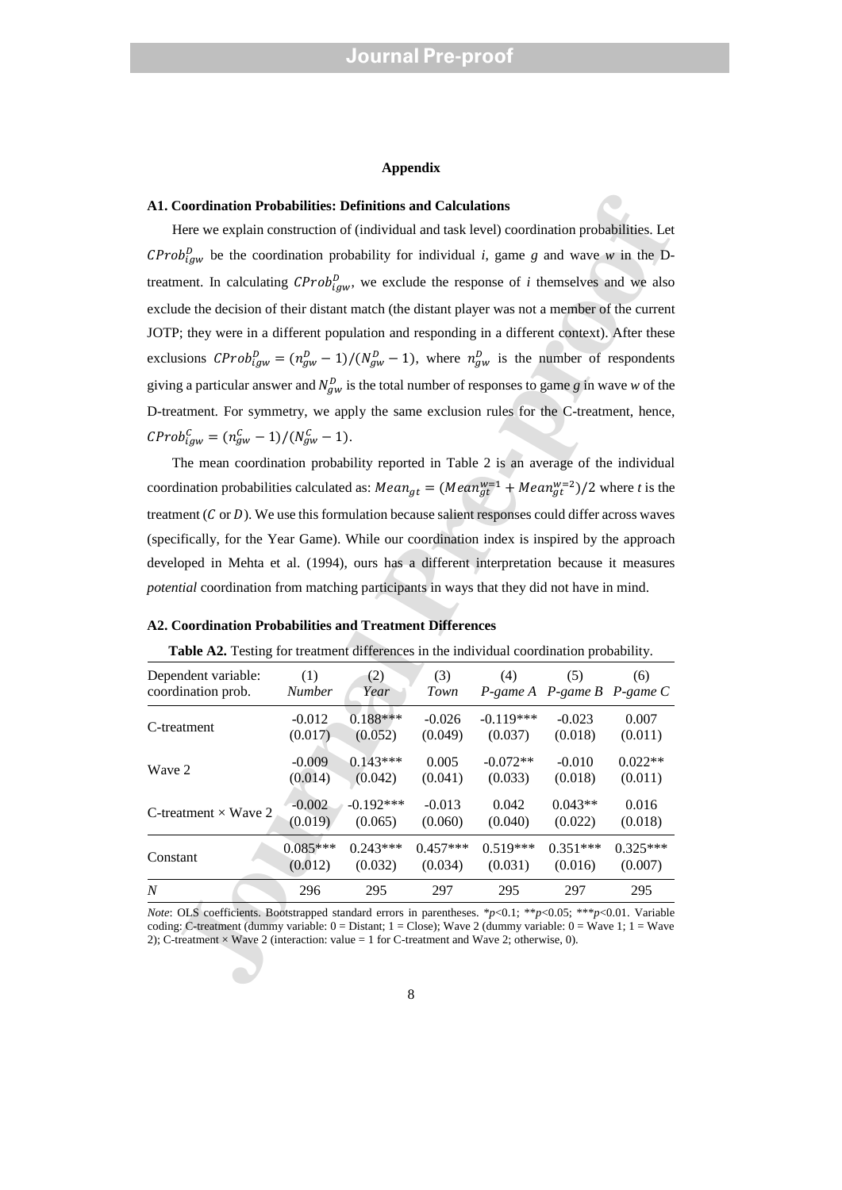**Appendix**

### A1. Coordination Probabilities: Definitions and Calculations

Here we explain construction of (individual and task level) coordination probabilities. Let $CProb_{igw}^{D}$ be the coordination probability for individual *i*, game *g* and wave *w* in the D-treatment. In calculating $CProb_{igw}^{D}$, we exclude the response of *i* themselves and we also exclude the decision of their distant match (the distant player was not a member of the current JOTP; they were in a different population and responding in a different context). After these exclusions $CProb_{igw}^{D} = (n_{gw}^{D} - 1)/(N_{gw}^{D} - 1)$, where $n_{gw}^{D}$ is the number of respondents giving a particular answer and $N_{gw}^{D}$ is the total number of responses to game *g* in wave *w* of the D-treatment. For symmetry, we apply the same exclusion rules for the C-treatment, hence, $CProb_{igw}^{C} = (n_{gw}^{C} - 1)/(N_{gw}^{C} - 1)$.

The mean coordination probability reported in Table 2 is an average of the individual coordination probabilities calculated as: $Mean_{gt} = (Mean_{gt}^{w=1} + Mean_{gt}^{w=2})/2$ where *t* is the treatment ($C$ or $D$). We use this formulation because salient responses could differ across waves (specifically, for the Year Game). While our coordination index is inspired by the approach developed in Mehta et al. (1994), ours has a different interpretation because it measures *potential* coordination from matching participants in ways that they did not have in mind.

### A2. Coordination Probabilities and Treatment Differences

**Table A2.** Testing for treatment differences in the individual coordination probability.

| Dependent variable: coordination prob. | (1) *Number* | (2) *Year* | (3) *Town* | (4) *P-game A* | (5) *P-game B* | (6) *P-game C* |
|---|---|---|---|---|---|---|
| C-treatment | -0.012 | 0.188*** | -0.026 | -0.119*** | -0.023 | 0.007 |
| | (0.017) | (0.052) | (0.049) | (0.037) | (0.018) | (0.011) |
| Wave 2 | -0.009 | 0.143*** | 0.005 | -0.072** | -0.010 | 0.022** |
| | (0.014) | (0.042) | (0.041) | (0.033) | (0.018) | (0.011) |
| C-treatment × Wave 2 | -0.002 | -0.192*** | -0.013 | 0.042 | 0.043** | 0.016 |
| | (0.019) | (0.065) | (0.060) | (0.040) | (0.022) | (0.018) |
| Constant | 0.085*** | 0.243*** | 0.457*** | 0.519*** | 0.351*** | 0.325*** |
| | (0.012) | (0.032) | (0.034) | (0.031) | (0.016) | (0.007) |
| *N* | 296 | 295 | 297 | 295 | 297 | 295 |

*Note*: OLS coefficients. Bootstrapped standard errors in parentheses. \*$p$<0.1; \*\*$p$<0.05; \*\*\*$p$<0.01. Variable coding: C-treatment (dummy variable: 0 = Distant; 1 = Close); Wave 2 (dummy variable: 0 = Wave 1; 1 = Wave 2); C-treatment × Wave 2 (interaction: value = 1 for C-treatment and Wave 2; otherwise, 0).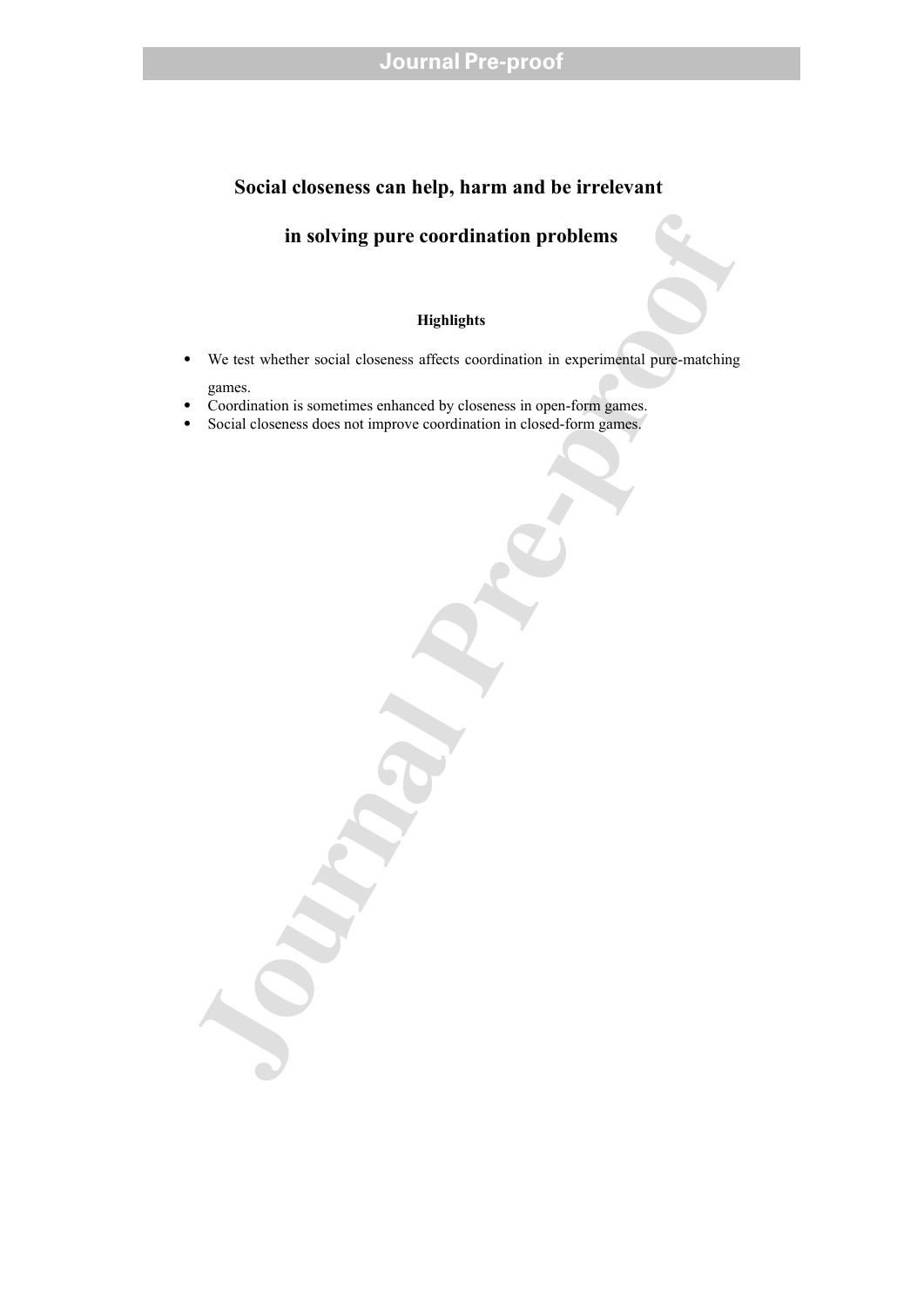# Social closeness can help, harm and be irrelevant in solving pure coordination problems

### Highlights

- We test whether social closeness affects coordination in experimental pure-matching games.
- Coordination is sometimes enhanced by closeness in open-form games.
- Social closeness does not improve coordination in closed-form games.